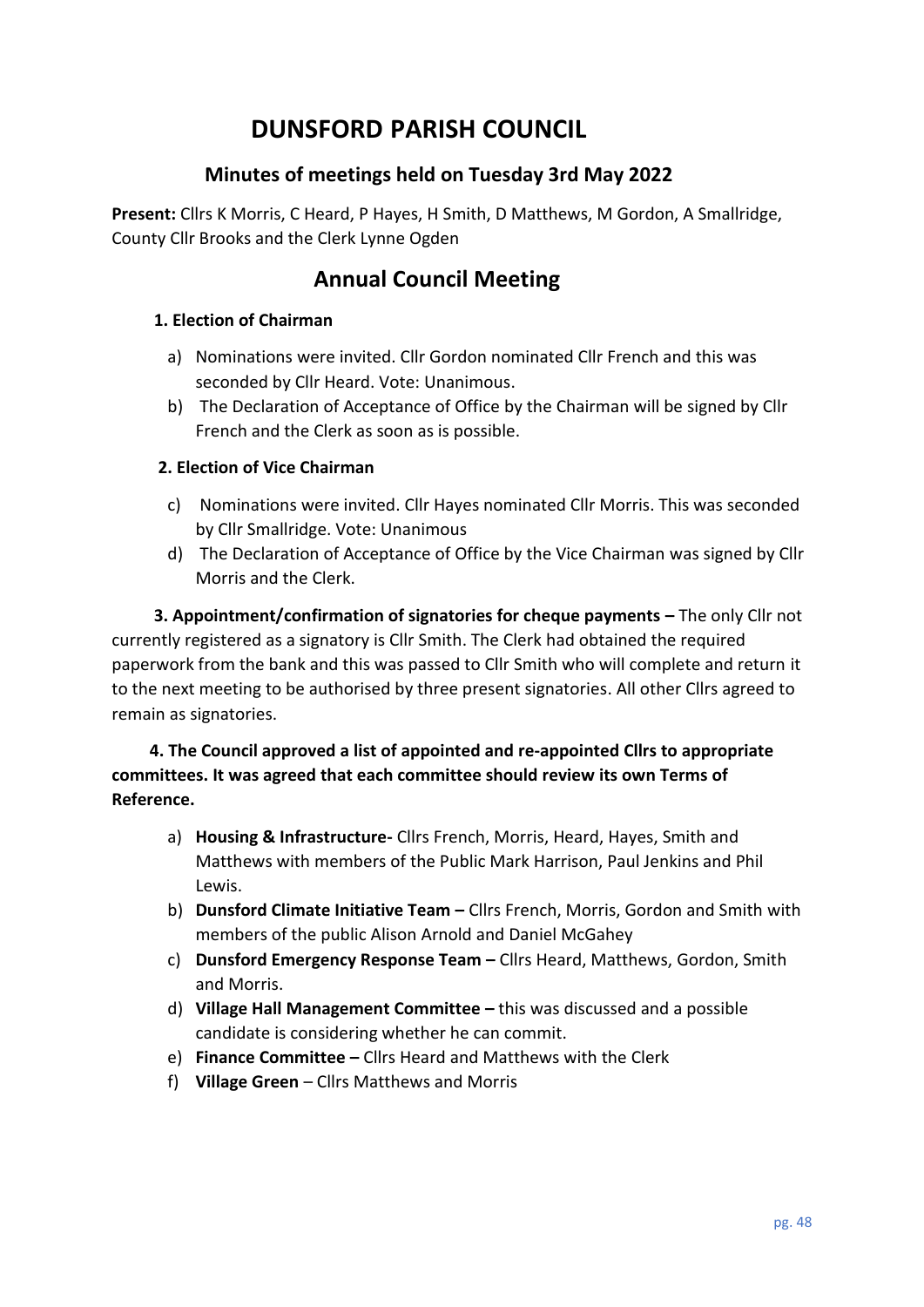# DUNSFORD PARISH COUNCIL

### Minutes of meetings held on Tuesday 3rd May 2022

**Present:** Cllrs K Morris, C Heard, P Hayes, H Smith, D Matthews, M Gordon, A Smallridge, County Cllr Brooks and the Clerk Lynne Ogden

## Annual Council Meeting

**1. Election of Chairman**

a) Nominations were invited. Cllr Gordon nominated Cllr French and this was seconded by Cllr Heard. Vote: Unanimous.

b) The Declaration of Acceptance of Office by the Chairman will be signed by Cllr French and the Clerk as soon as is possible.

**2. Election of Vice Chairman**

c) Nominations were invited. Cllr Hayes nominated Cllr Morris. This was seconded by Cllr Smallridge. Vote: Unanimous

d) The Declaration of Acceptance of Office by the Vice Chairman was signed by Cllr Morris and the Clerk.

**3. Appointment/confirmation of signatories for cheque payments –** The only Cllr not currently registered as a signatory is Cllr Smith. The Clerk had obtained the required paperwork from the bank and this was passed to Cllr Smith who will complete and return it to the next meeting to be authorised by three present signatories. All other Cllrs agreed to remain as signatories.

**4. The Council approved a list of appointed and re-appointed Cllrs to appropriate committees. It was agreed that each committee should review its own Terms of Reference.**

a) **Housing & Infrastructure-** Cllrs French, Morris, Heard, Hayes, Smith and Matthews with members of the Public Mark Harrison, Paul Jenkins and Phil Lewis.

b) **Dunsford Climate Initiative Team –** Cllrs French, Morris, Gordon and Smith with members of the public Alison Arnold and Daniel McGahey

c) **Dunsford Emergency Response Team –** Cllrs Heard, Matthews, Gordon, Smith and Morris.

d) **Village Hall Management Committee –** this was discussed and a possible candidate is considering whether he can commit.

e) **Finance Committee –** Cllrs Heard and Matthews with the Clerk

f) **Village Green** – Cllrs Matthews and Morris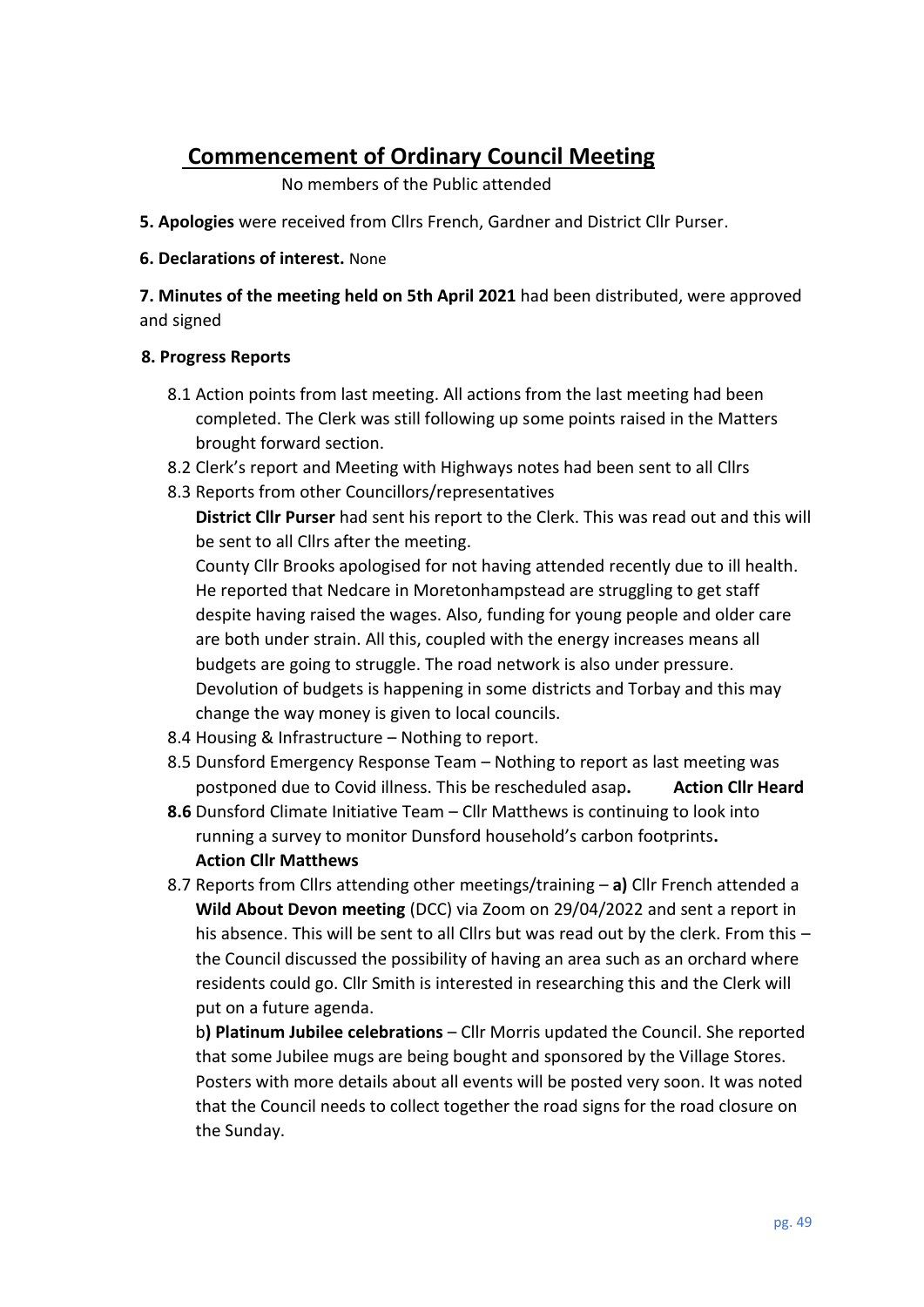## Commencement of Ordinary Council Meeting

No members of the Public attended

**5. Apologies** were received from Cllrs French, Gardner and District Cllr Purser.

**6. Declarations of interest.** None

**7. Minutes of the meeting held on 5th April 2021** had been distributed, were approved and signed

**8. Progress Reports**

- 8.1 Action points from last meeting. All actions from the last meeting had been completed. The Clerk was still following up some points raised in the Matters brought forward section.
- 8.2 Clerk's report and Meeting with Highways notes had been sent to all Cllrs
- 8.3 Reports from other Councillors/representatives

  **District Cllr Purser** had sent his report to the Clerk. This was read out and this will be sent to all Cllrs after the meeting.

  County Cllr Brooks apologised for not having attended recently due to ill health. He reported that Nedcare in Moretonhampstead are struggling to get staff despite having raised the wages. Also, funding for young people and older care are both under strain. All this, coupled with the energy increases means all budgets are going to struggle. The road network is also under pressure. Devolution of budgets is happening in some districts and Torbay and this may change the way money is given to local councils.
- 8.4 Housing & Infrastructure – Nothing to report.
- 8.5 Dunsford Emergency Response Team – Nothing to report as last meeting was postponed due to Covid illness. This be rescheduled asap**.** **Action Cllr Heard**
- **8.6** Dunsford Climate Initiative Team – Cllr Matthews is continuing to look into running a survey to monitor Dunsford household's carbon footprints**.**
  **Action Cllr Matthews**
- 8.7 Reports from Cllrs attending other meetings/training – **a)** Cllr French attended a **Wild About Devon meeting** (DCC) via Zoom on 29/04/2022 and sent a report in his absence. This will be sent to all Cllrs but was read out by the clerk. From this – the Council discussed the possibility of having an area such as an orchard where residents could go. Cllr Smith is interested in researching this and the Clerk will put on a future agenda.

  b**) Platinum Jubilee celebrations** – Cllr Morris updated the Council. She reported that some Jubilee mugs are being bought and sponsored by the Village Stores. Posters with more details about all events will be posted very soon. It was noted that the Council needs to collect together the road signs for the road closure on the Sunday.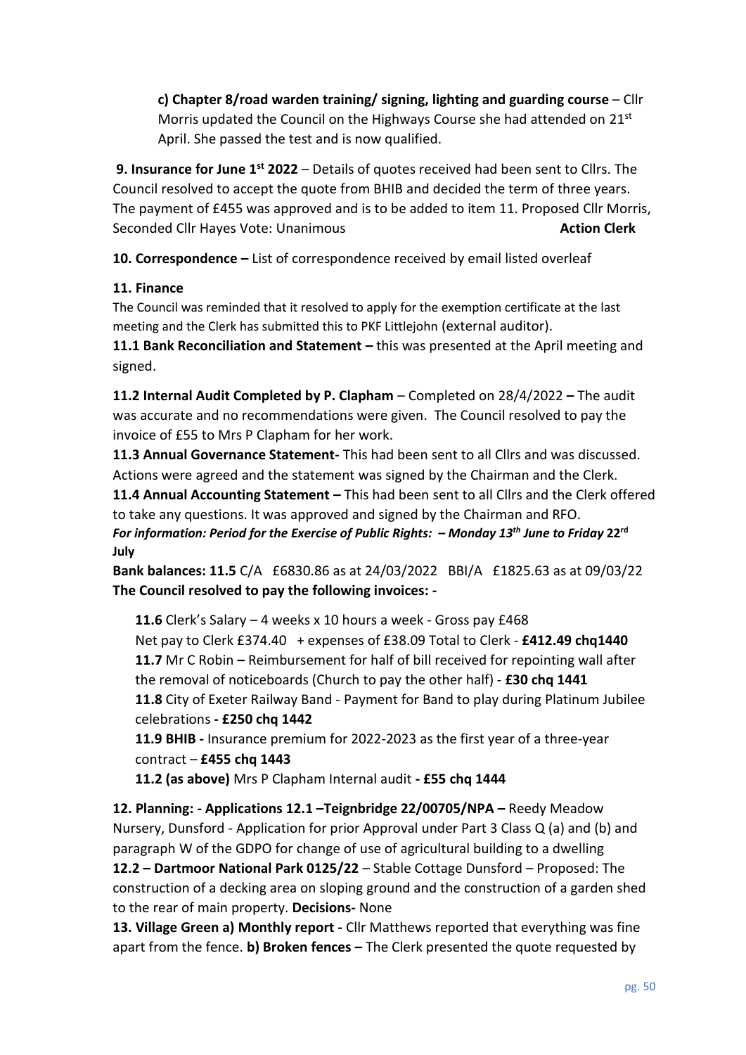**c) Chapter 8/road warden training/ signing, lighting and guarding course** – Cllr Morris updated the Council on the Highways Course she had attended on 21st April. She passed the test and is now qualified.

**9. Insurance for June 1st 2022** – Details of quotes received had been sent to Cllrs. The Council resolved to accept the quote from BHIB and decided the term of three years. The payment of £455 was approved and is to be added to item 11. Proposed Cllr Morris, Seconded Cllr Hayes Vote: Unanimous **Action Clerk**

**10. Correspondence –** List of correspondence received by email listed overleaf

**11. Finance**

The Council was reminded that it resolved to apply for the exemption certificate at the last meeting and the Clerk has submitted this to PKF Littlejohn (external auditor).

**11.1 Bank Reconciliation and Statement –** this was presented at the April meeting and signed.

**11.2 Internal Audit Completed by P. Clapham** – Completed on 28/4/2022 **–** The audit was accurate and no recommendations were given. The Council resolved to pay the invoice of £55 to Mrs P Clapham for her work.

**11.3 Annual Governance Statement-** This had been sent to all Cllrs and was discussed. Actions were agreed and the statement was signed by the Chairman and the Clerk.

**11.4 Annual Accounting Statement –** This had been sent to all Cllrs and the Clerk offered to take any questions. It was approved and signed by the Chairman and RFO.

***For information: Period for the Exercise of Public Rights: – Monday 13th June to Friday* 22rd July**

**Bank balances: 11.5** C/A £6830.86 as at 24/03/2022 BBI/A £1825.63 as at 09/03/22

**The Council resolved to pay the following invoices: -**

**11.6** Clerk's Salary – 4 weeks x 10 hours a week - Gross pay £468
Net pay to Clerk £374.40 + expenses of £38.09 Total to Clerk - **£412.49 chq1440**

**11.7** Mr C Robin **–** Reimbursement for half of bill received for repointing wall after the removal of noticeboards (Church to pay the other half) - **£30 chq 1441**

**11.8** City of Exeter Railway Band - Payment for Band to play during Platinum Jubilee celebrations **- £250 chq 1442**

**11.9 BHIB -** Insurance premium for 2022-2023 as the first year of a three-year contract – **£455 chq 1443**

**11.2 (as above)** Mrs P Clapham Internal audit **- £55 chq 1444**

**12. Planning: - Applications 12.1 –Teignbridge 22/00705/NPA –** Reedy Meadow Nursery, Dunsford - Application for prior Approval under Part 3 Class Q (a) and (b) and paragraph W of the GDPO for change of use of agricultural building to a dwelling

**12.2 – Dartmoor National Park 0125/22** – Stable Cottage Dunsford – Proposed: The construction of a decking area on sloping ground and the construction of a garden shed to the rear of main property. **Decisions-** None

**13. Village Green a) Monthly report -** Cllr Matthews reported that everything was fine apart from the fence. **b) Broken fences –** The Clerk presented the quote requested by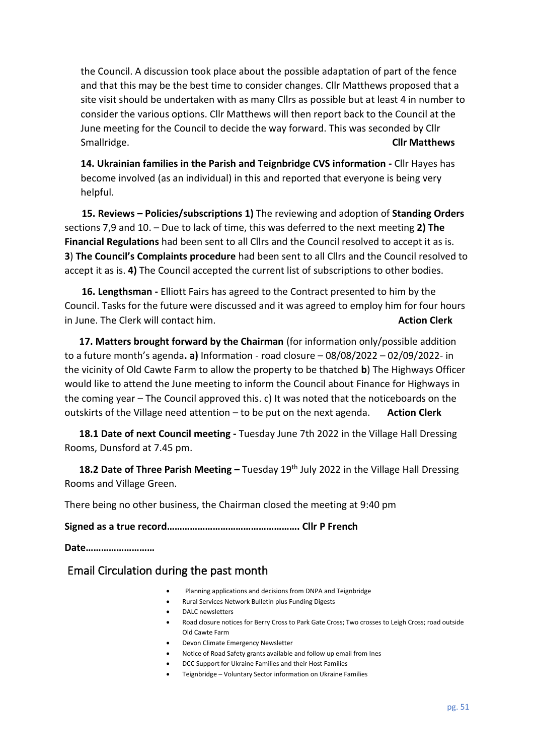the Council. A discussion took place about the possible adaptation of part of the fence and that this may be the best time to consider changes. Cllr Matthews proposed that a site visit should be undertaken with as many Cllrs as possible but at least 4 in number to consider the various options. Cllr Matthews will then report back to the Council at the June meeting for the Council to decide the way forward. This was seconded by Cllr Smallridge. **Cllr Matthews**

**14. Ukrainian families in the Parish and Teignbridge CVS information -** Cllr Hayes has become involved (as an individual) in this and reported that everyone is being very helpful.

**15. Reviews – Policies/subscriptions 1)** The reviewing and adoption of **Standing Orders** sections 7,9 and 10. – Due to lack of time, this was deferred to the next meeting **2) The Financial Regulations** had been sent to all Cllrs and the Council resolved to accept it as is. **3**) **The Council's Complaints procedure** had been sent to all Cllrs and the Council resolved to accept it as is. **4)** The Council accepted the current list of subscriptions to other bodies.

**16. Lengthsman -** Elliott Fairs has agreed to the Contract presented to him by the Council. Tasks for the future were discussed and it was agreed to employ him for four hours in June. The Clerk will contact him. **Action Clerk**

**17. Matters brought forward by the Chairman** (for information only/possible addition to a future month's agenda**. a)** Information - road closure – 08/08/2022 – 02/09/2022- in the vicinity of Old Cawte Farm to allow the property to be thatched **b**) The Highways Officer would like to attend the June meeting to inform the Council about Finance for Highways in the coming year – The Council approved this. c) It was noted that the noticeboards on the outskirts of the Village need attention – to be put on the next agenda. **Action Clerk**

**18.1 Date of next Council meeting -** Tuesday June 7th 2022 in the Village Hall Dressing Rooms, Dunsford at 7.45 pm.

**18.2 Date of Three Parish Meeting –** Tuesday 19th July 2022 in the Village Hall Dressing Rooms and Village Green.

There being no other business, the Chairman closed the meeting at 9:40 pm

**Signed as a true record……………………………………………. Cllr P French**

**Date………………………**

## Email Circulation during the past month

- Planning applications and decisions from DNPA and Teignbridge
- Rural Services Network Bulletin plus Funding Digests
- DALC newsletters
- Road closure notices for Berry Cross to Park Gate Cross; Two crosses to Leigh Cross; road outside Old Cawte Farm
- Devon Climate Emergency Newsletter
- Notice of Road Safety grants available and follow up email from Ines
- DCC Support for Ukraine Families and their Host Families
- Teignbridge – Voluntary Sector information on Ukraine Families